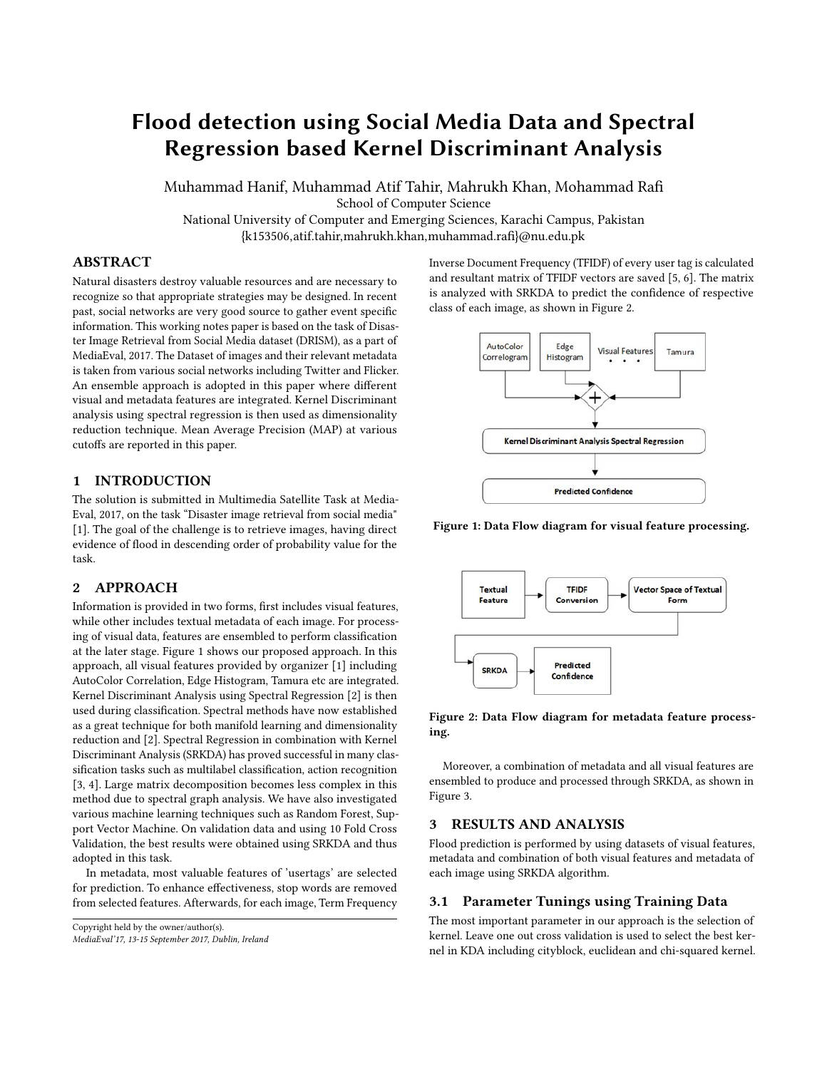# Flood detection using Social Media Data and Spectral Regression based Kernel Discriminant Analysis

Muhammad Hanif, Muhammad Atif Tahir, Mahrukh Khan, Mohammad Rafi
School of Computer Science
National University of Computer and Emerging Sciences, Karachi Campus, Pakistan
{k153506,atif.tahir,mahrukh.khan,muhammad.rafi}@nu.edu.pk

## ABSTRACT

Natural disasters destroy valuable resources and are necessary to recognize so that appropriate strategies may be designed. In recent past, social networks are very good source to gather event specific information. This working notes paper is based on the task of Disaster Image Retrieval from Social Media dataset (DRISM), as a part of MediaEval, 2017. The Dataset of images and their relevant metadata is taken from various social networks including Twitter and Flicker. An ensemble approach is adopted in this paper where different visual and metadata features are integrated. Kernel Discriminant analysis using spectral regression is then used as dimensionality reduction technique. Mean Average Precision (MAP) at various cutoffs are reported in this paper.

## 1 INTRODUCTION

The solution is submitted in Multimedia Satellite Task at MediaEval, 2017, on the task "Disaster image retrieval from social media" [1]. The goal of the challenge is to retrieve images, having direct evidence of flood in descending order of probability value for the task.

## 2 APPROACH

Information is provided in two forms, first includes visual features, while other includes textual metadata of each image. For processing of visual data, features are ensembled to perform classification at the later stage. Figure 1 shows our proposed approach. In this approach, all visual features provided by organizer [1] including AutoColor Correlation, Edge Histogram, Tamura etc are integrated. Kernel Discriminant Analysis using Spectral Regression [2] is then used during classification. Spectral methods have now established as a great technique for both manifold learning and dimensionality reduction and [2]. Spectral Regression in combination with Kernel Discriminant Analysis (SRKDA) has proved successful in many classification tasks such as multilabel classification, action recognition [3, 4]. Large matrix decomposition becomes less complex in this method due to spectral graph analysis. We have also investigated various machine learning techniques such as Random Forest, Support Vector Machine. On validation data and using 10 Fold Cross Validation, the best results were obtained using SRKDA and thus adopted in this task.

In metadata, most valuable features of 'usertags' are selected for prediction. To enhance effectiveness, stop words are removed from selected features. Afterwards, for each image, Term Frequency Inverse Document Frequency (TFIDF) of every user tag is calculated and resultant matrix of TFIDF vectors are saved [5, 6]. The matrix is analyzed with SRKDA to predict the confidence of respective class of each image, as shown in Figure 2.

AutoColor Correlogram | Edge Histogram | Visual Features ... | Tamura → + → Kernel Discriminant Analysis Spectral Regression → Predicted Confidence

**Figure 1: Data Flow diagram for visual feature processing.**

Textual Feature → TFIDF Conversion → Vector Space of Textual Form → SRKDA → Predicted Confidence

**Figure 2: Data Flow diagram for metadata feature processing.**

Moreover, a combination of metadata and all visual features are ensembled to produce and processed through SRKDA, as shown in Figure 3.

## 3 RESULTS AND ANALYSIS

Flood prediction is performed by using datasets of visual features, metadata and combination of both visual features and metadata of each image using SRKDA algorithm.

### 3.1 Parameter Tunings using Training Data

The most important parameter in our approach is the selection of kernel. Leave one out cross validation is used to select the best kernel in KDA including cityblock, euclidean and chi-squared kernel.

Copyright held by the owner/author(s).
*MediaEval'17, 13-15 September 2017, Dublin, Ireland*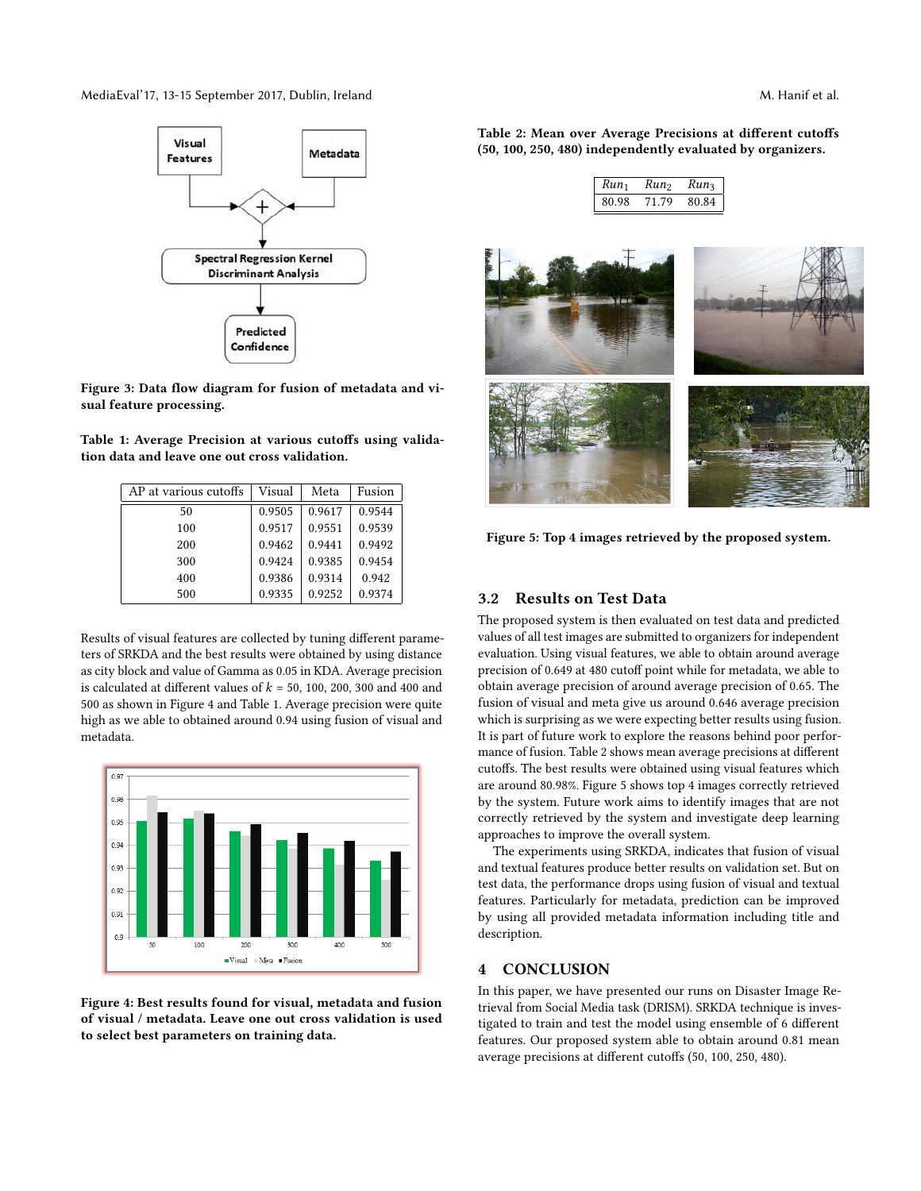Figure 3: Data flow diagram for fusion of metadata and visual feature processing.

Table 1: Average Precision at various cutoffs using validation data and leave one out cross validation.

| AP at various cutoffs | Visual | Meta | Fusion |
|---|---|---|---|
| 50 | 0.9505 | 0.9617 | 0.9544 |
| 100 | 0.9517 | 0.9551 | 0.9539 |
| 200 | 0.9462 | 0.9441 | 0.9492 |
| 300 | 0.9424 | 0.9385 | 0.9454 |
| 400 | 0.9386 | 0.9314 | 0.942 |
| 500 | 0.9335 | 0.9252 | 0.9374 |

Results of visual features are collected by tuning different parameters of SRKDA and the best results were obtained by using distance as city block and value of Gamma as 0.05 in KDA. Average precision is calculated at different values of $k$ = 50, 100, 200, 300 and 400 and 500 as shown in Figure 4 and Table 1. Average precision were quite high as we able to obtained around 0.94 using fusion of visual and metadata.

Figure 4: Best results found for visual, metadata and fusion of visual / metadata. Leave one out cross validation is used to select best parameters on training data.

Table 2: Mean over Average Precisions at different cutoffs (50, 100, 250, 480) independently evaluated by organizers.

| $Run_1$ | $Run_2$ | $Run_3$ |
|---|---|---|
| 80.98 | 71.79 | 80.84 |

Figure 5: Top 4 images retrieved by the proposed system.

## 3.2 Results on Test Data

The proposed system is then evaluated on test data and predicted values of all test images are submitted to organizers for independent evaluation. Using visual features, we able to obtain around average precision of 0.649 at 480 cutoff point while for metadata, we able to obtain average precision of around average precision of 0.65. The fusion of visual and meta give us around 0.646 average precision which is surprising as we were expecting better results using fusion. It is part of future work to explore the reasons behind poor performance of fusion. Table 2 shows mean average precisions at different cutoffs. The best results were obtained using visual features which are around 80.98%. Figure 5 shows top 4 images correctly retrieved by the system. Future work aims to identify images that are not correctly retrieved by the system and investigate deep learning approaches to improve the overall system.

The experiments using SRKDA, indicates that fusion of visual and textual features produce better results on validation set. But on test data, the performance drops using fusion of visual and textual features. Particularly for metadata, prediction can be improved by using all provided metadata information including title and description.

# 4 CONCLUSION

In this paper, we have presented our runs on Disaster Image Retrieval from Social Media task (DRISM). SRKDA technique is investigated to train and test the model using ensemble of 6 different features. Our proposed system able to obtain around 0.81 mean average precisions at different cutoffs (50, 100, 250, 480).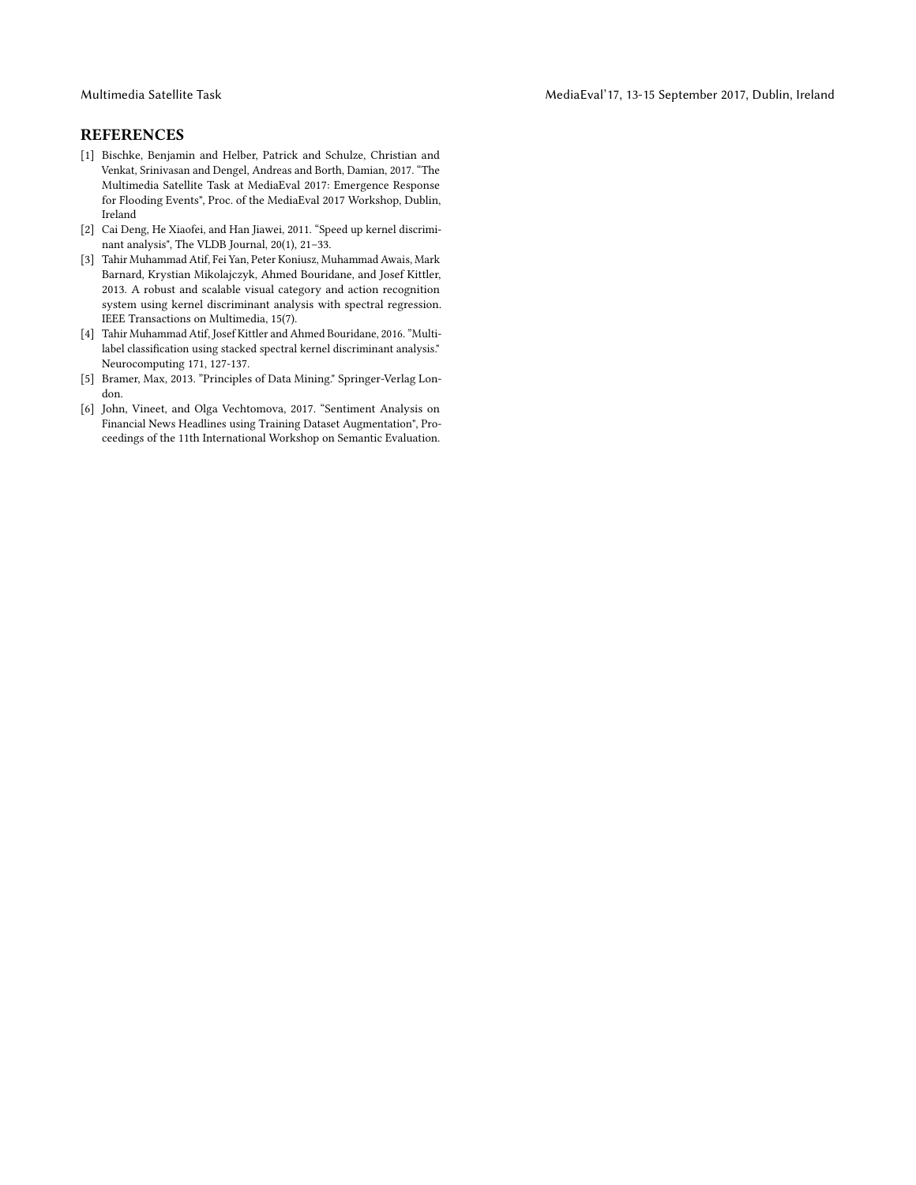## REFERENCES

[1] Bischke, Benjamin and Helber, Patrick and Schulze, Christian and Venkat, Srinivasan and Dengel, Andreas and Borth, Damian, 2017. "The Multimedia Satellite Task at MediaEval 2017: Emergence Response for Flooding Events", Proc. of the MediaEval 2017 Workshop, Dublin, Ireland

[2] Cai Deng, He Xiaofei, and Han Jiawei, 2011. "Speed up kernel discriminant analysis", The VLDB Journal, 20(1), 21–33.

[3] Tahir Muhammad Atif, Fei Yan, Peter Koniusz, Muhammad Awais, Mark Barnard, Krystian Mikolajczyk, Ahmed Bouridane, and Josef Kittler, 2013. A robust and scalable visual category and action recognition system using kernel discriminant analysis with spectral regression. IEEE Transactions on Multimedia, 15(7).

[4] Tahir Muhammad Atif, Josef Kittler and Ahmed Bouridane, 2016. "Multi-label classification using stacked spectral kernel discriminant analysis." Neurocomputing 171, 127-137.

[5] Bramer, Max, 2013. "Principles of Data Mining." Springer-Verlag London.

[6] John, Vineet, and Olga Vechtomova, 2017. "Sentiment Analysis on Financial News Headlines using Training Dataset Augmentation", Proceedings of the 11th International Workshop on Semantic Evaluation.